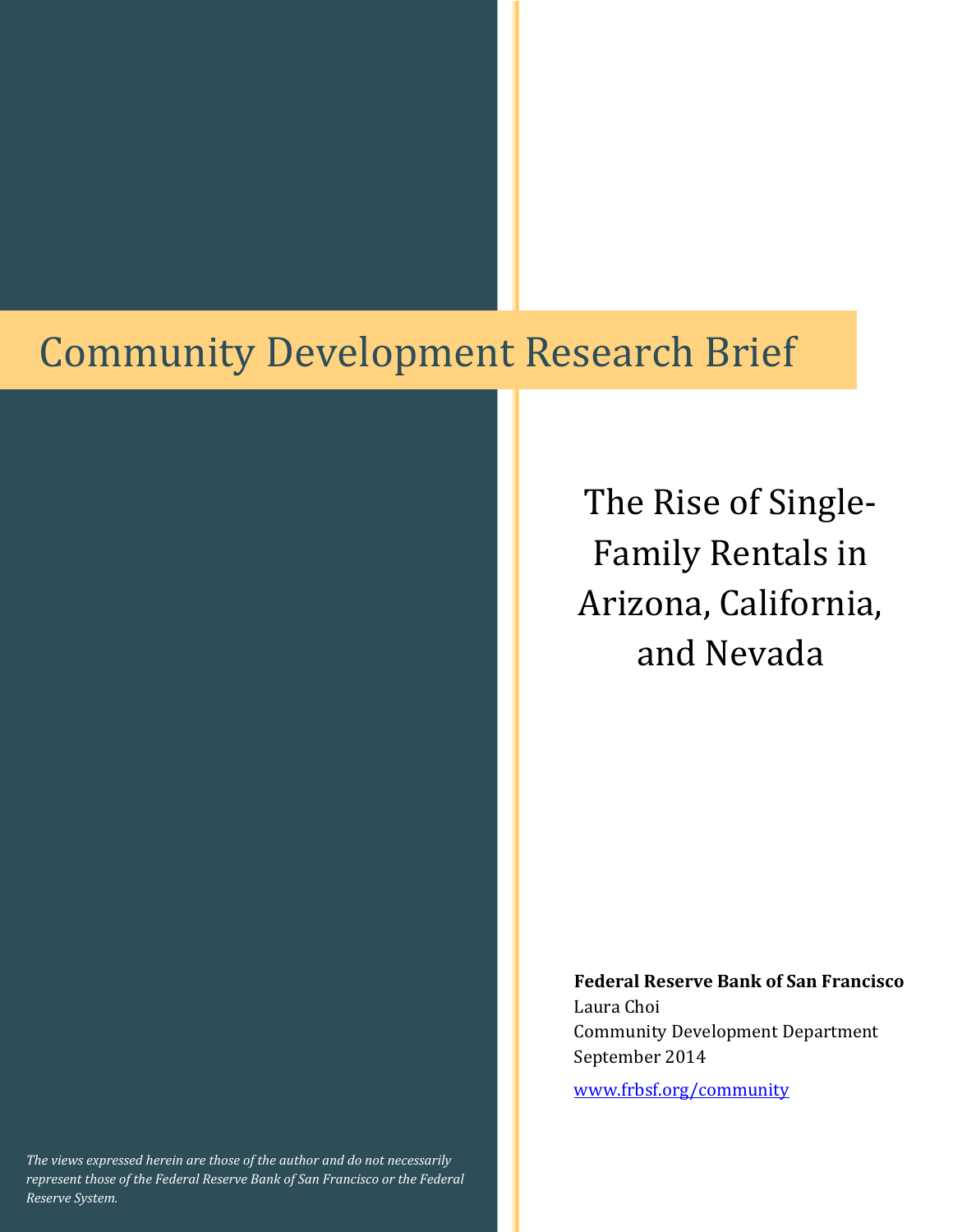# Community Development Research Brief

## The Rise of Single-Family Rentals in Arizona, California, and Nevada

**Federal Reserve Bank of San Francisco**

Laura Choi

Community Development Department

September 2014

www.frbsf.org/community

*The views expressed herein are those of the author and do not necessarily represent those of the Federal Reserve Bank of San Francisco or the Federal Reserve System.*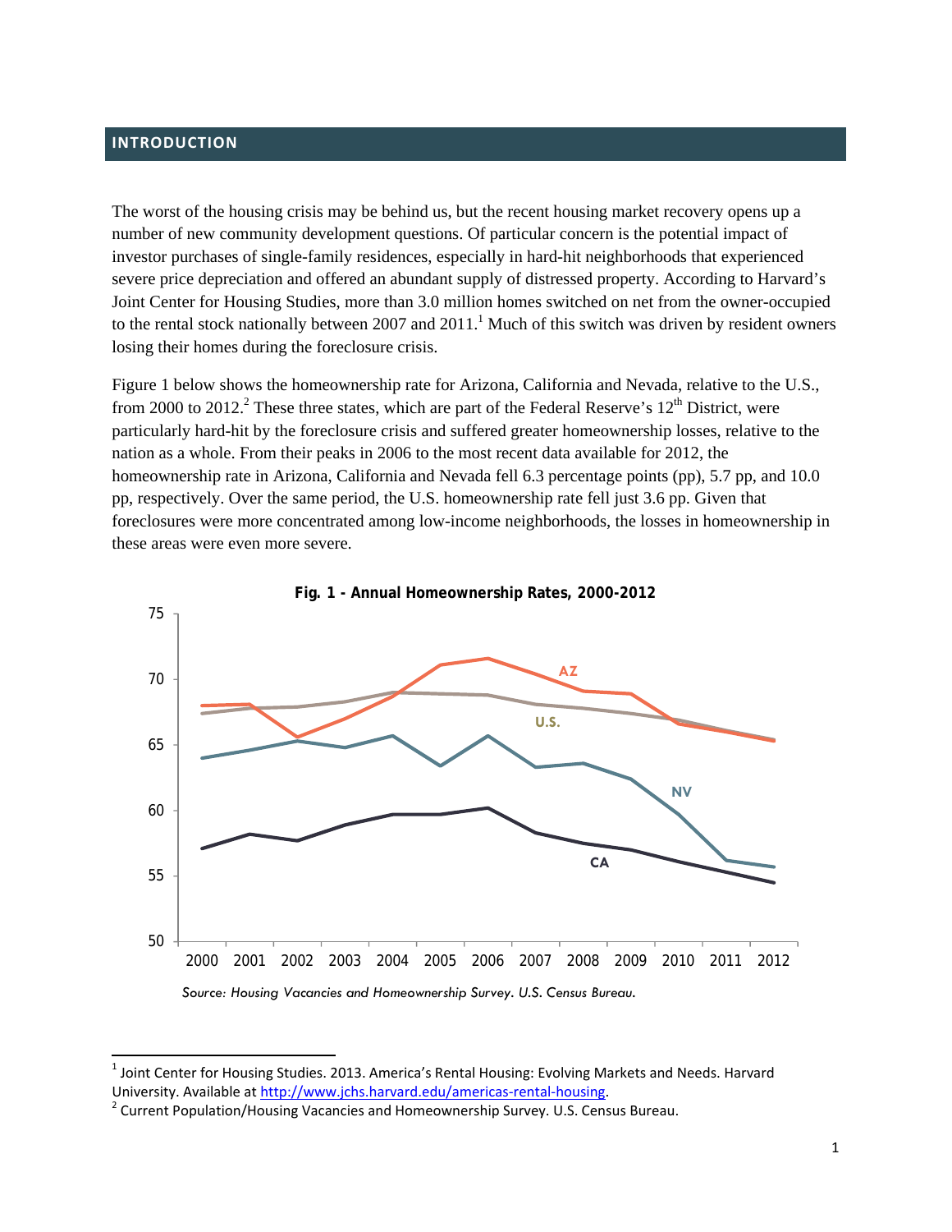## INTRODUCTION

The worst of the housing crisis may be behind us, but the recent housing market recovery opens up a number of new community development questions. Of particular concern is the potential impact of investor purchases of single-family residences, especially in hard-hit neighborhoods that experienced severe price depreciation and offered an abundant supply of distressed property. According to Harvard's Joint Center for Housing Studies, more than 3.0 million homes switched on net from the owner-occupied to the rental stock nationally between 2007 and 2011.[1] Much of this switch was driven by resident owners losing their homes during the foreclosure crisis.

Figure 1 below shows the homeownership rate for Arizona, California and Nevada, relative to the U.S., from 2000 to 2012.[2] These three states, which are part of the Federal Reserve's 12th District, were particularly hard-hit by the foreclosure crisis and suffered greater homeownership losses, relative to the nation as a whole. From their peaks in 2006 to the most recent data available for 2012, the homeownership rate in Arizona, California and Nevada fell 6.3 percentage points (pp), 5.7 pp, and 10.0 pp, respectively. Over the same period, the U.S. homeownership rate fell just 3.6 pp. Given that foreclosures were more concentrated among low-income neighborhoods, the losses in homeownership in these areas were even more severe.

**Fig. 1 - Annual Homeownership Rates, 2000-2012**

*Source: Housing Vacancies and Homeownership Survey. U.S. Census Bureau.*

---

[1] Joint Center for Housing Studies. 2013. America's Rental Housing: Evolving Markets and Needs. Harvard University. Available at http://www.jchs.harvard.edu/americas-rental-housing.

[2] Current Population/Housing Vacancies and Homeownership Survey. U.S. Census Bureau.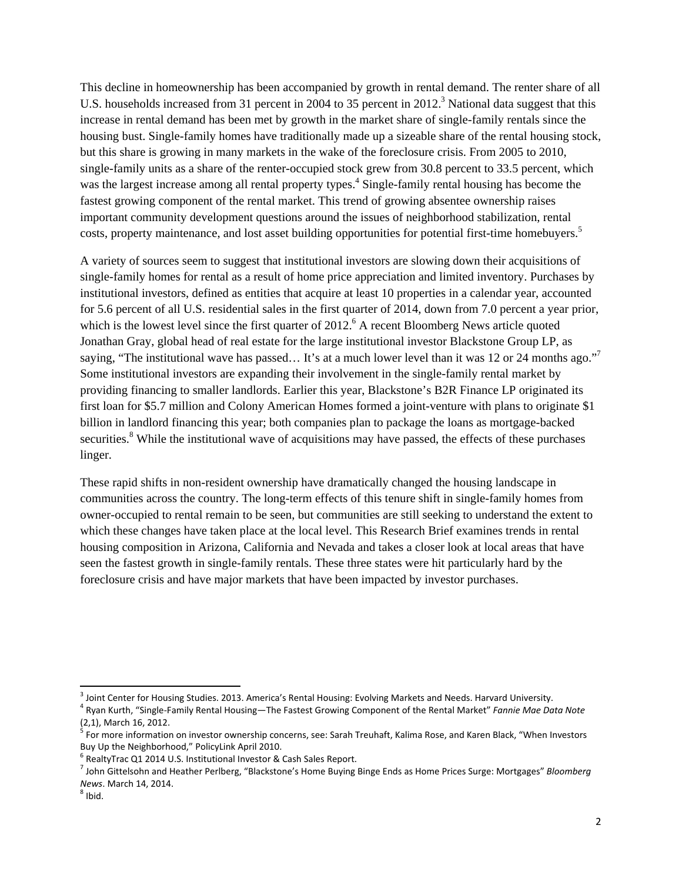This decline in homeownership has been accompanied by growth in rental demand. The renter share of all U.S. households increased from 31 percent in 2004 to 35 percent in 2012.[3] National data suggest that this increase in rental demand has been met by growth in the market share of single-family rentals since the housing bust. Single-family homes have traditionally made up a sizeable share of the rental housing stock, but this share is growing in many markets in the wake of the foreclosure crisis. From 2005 to 2010, single-family units as a share of the renter-occupied stock grew from 30.8 percent to 33.5 percent, which was the largest increase among all rental property types.[4] Single-family rental housing has become the fastest growing component of the rental market. This trend of growing absentee ownership raises important community development questions around the issues of neighborhood stabilization, rental costs, property maintenance, and lost asset building opportunities for potential first-time homebuyers.[5]

A variety of sources seem to suggest that institutional investors are slowing down their acquisitions of single-family homes for rental as a result of home price appreciation and limited inventory. Purchases by institutional investors, defined as entities that acquire at least 10 properties in a calendar year, accounted for 5.6 percent of all U.S. residential sales in the first quarter of 2014, down from 7.0 percent a year prior, which is the lowest level since the first quarter of 2012.[6] A recent Bloomberg News article quoted Jonathan Gray, global head of real estate for the large institutional investor Blackstone Group LP, as saying, "The institutional wave has passed… It's at a much lower level than it was 12 or 24 months ago."[7] Some institutional investors are expanding their involvement in the single-family rental market by providing financing to smaller landlords. Earlier this year, Blackstone's B2R Finance LP originated its first loan for $5.7 million and Colony American Homes formed a joint-venture with plans to originate $1 billion in landlord financing this year; both companies plan to package the loans as mortgage-backed securities.[8] While the institutional wave of acquisitions may have passed, the effects of these purchases linger.

These rapid shifts in non-resident ownership have dramatically changed the housing landscape in communities across the country. The long-term effects of this tenure shift in single-family homes from owner-occupied to rental remain to be seen, but communities are still seeking to understand the extent to which these changes have taken place at the local level. This Research Brief examines trends in rental housing composition in Arizona, California and Nevada and takes a closer look at local areas that have seen the fastest growth in single-family rentals. These three states were hit particularly hard by the foreclosure crisis and have major markets that have been impacted by investor purchases.

---

[3] Joint Center for Housing Studies. 2013. America's Rental Housing: Evolving Markets and Needs. Harvard University.

[4] Ryan Kurth, "Single-Family Rental Housing—The Fastest Growing Component of the Rental Market" *Fannie Mae Data Note* (2,1), March 16, 2012.

[5] For more information on investor ownership concerns, see: Sarah Treuhaft, Kalima Rose, and Karen Black, "When Investors Buy Up the Neighborhood," PolicyLink April 2010.

[6] RealtyTrac Q1 2014 U.S. Institutional Investor & Cash Sales Report.

[7] John Gittelsohn and Heather Perlberg, "Blackstone's Home Buying Binge Ends as Home Prices Surge: Mortgages" *Bloomberg News*. March 14, 2014.

[8] Ibid.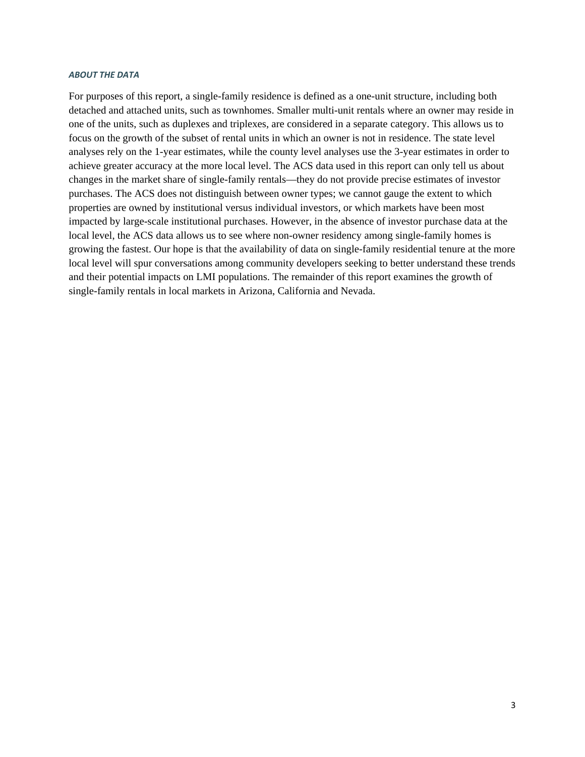### *ABOUT THE DATA*

For purposes of this report, a single-family residence is defined as a one-unit structure, including both detached and attached units, such as townhomes. Smaller multi-unit rentals where an owner may reside in one of the units, such as duplexes and triplexes, are considered in a separate category. This allows us to focus on the growth of the subset of rental units in which an owner is not in residence. The state level analyses rely on the 1-year estimates, while the county level analyses use the 3-year estimates in order to achieve greater accuracy at the more local level. The ACS data used in this report can only tell us about changes in the market share of single-family rentals—they do not provide precise estimates of investor purchases. The ACS does not distinguish between owner types; we cannot gauge the extent to which properties are owned by institutional versus individual investors, or which markets have been most impacted by large-scale institutional purchases. However, in the absence of investor purchase data at the local level, the ACS data allows us to see where non-owner residency among single-family homes is growing the fastest. Our hope is that the availability of data on single-family residential tenure at the more local level will spur conversations among community developers seeking to better understand these trends and their potential impacts on LMI populations. The remainder of this report examines the growth of single-family rentals in local markets in Arizona, California and Nevada.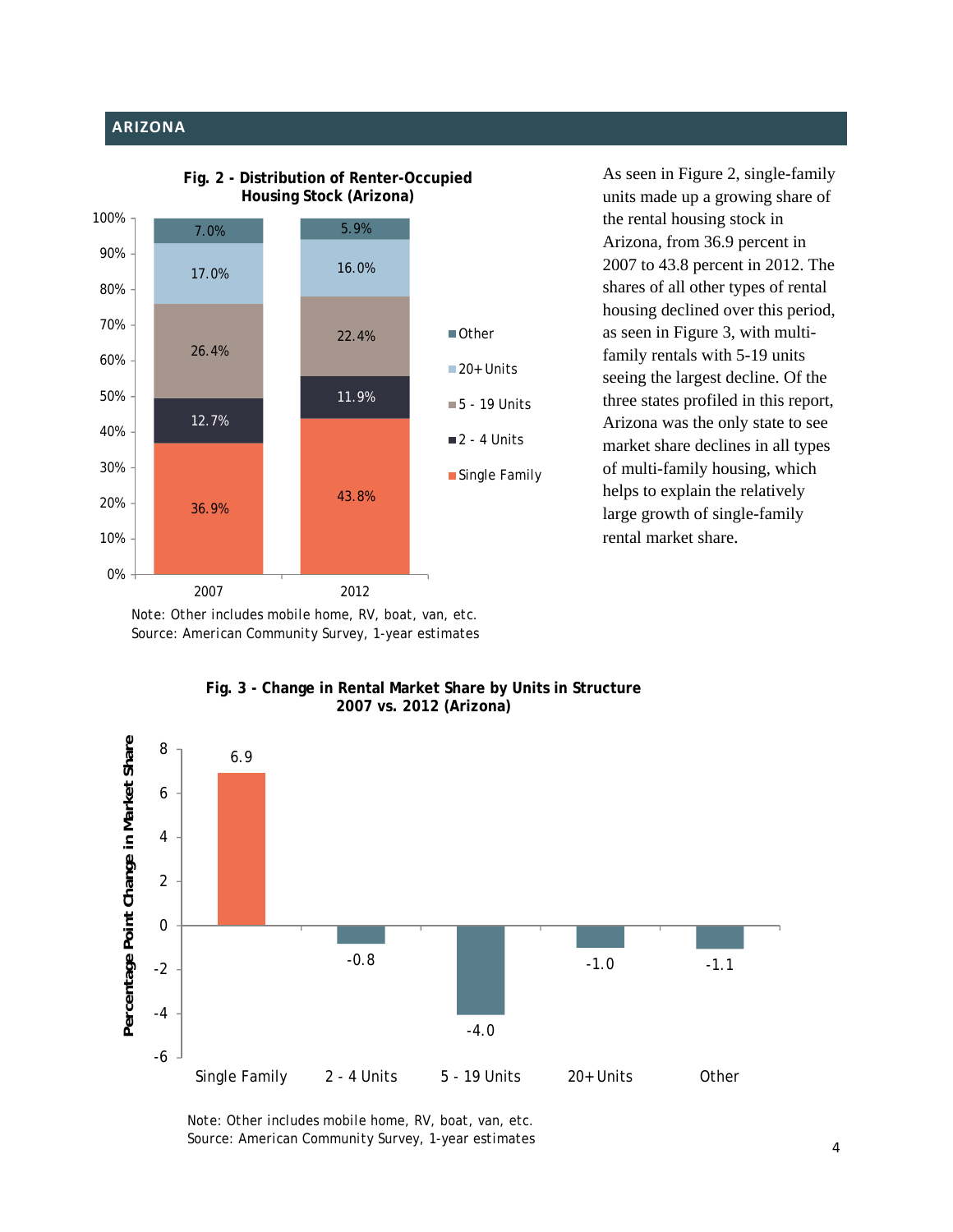## ARIZONA

**Fig. 2 - Distribution of Renter-Occupied Housing Stock (Arizona)**

| | 2007 | 2012 |
|---|---|---|
| Other | 7.0% | 5.9% |
| 20+ Units | 17.0% | 16.0% |
| 5 - 19 Units | 26.4% | 22.4% |
| 2 - 4 Units | 12.7% | 11.9% |
| Single Family | 36.9% | 43.8% |

Note: Other includes mobile home, RV, boat, van, etc.
Source: American Community Survey, 1-year estimates

As seen in Figure 2, single-family units made up a growing share of the rental housing stock in Arizona, from 36.9 percent in 2007 to 43.8 percent in 2012. The shares of all other types of rental housing declined over this period, as seen in Figure 3, with multi-family rentals with 5-19 units seeing the largest decline. Of the three states profiled in this report, Arizona was the only state to see market share declines in all types of multi-family housing, which helps to explain the relatively large growth of single-family rental market share.

**Fig. 3 - Change in Rental Market Share by Units in Structure 2007 vs. 2012 (Arizona)**

| Units in Structure | Percentage Point Change in Market Share |
|---|---|
| Single Family | 6.9 |
| 2 - 4 Units | -0.8 |
| 5 - 19 Units | -4.0 |
| 20+ Units | -1.0 |
| Other | -1.1 |

Note: Other includes mobile home, RV, boat, van, etc.
Source: American Community Survey, 1-year estimates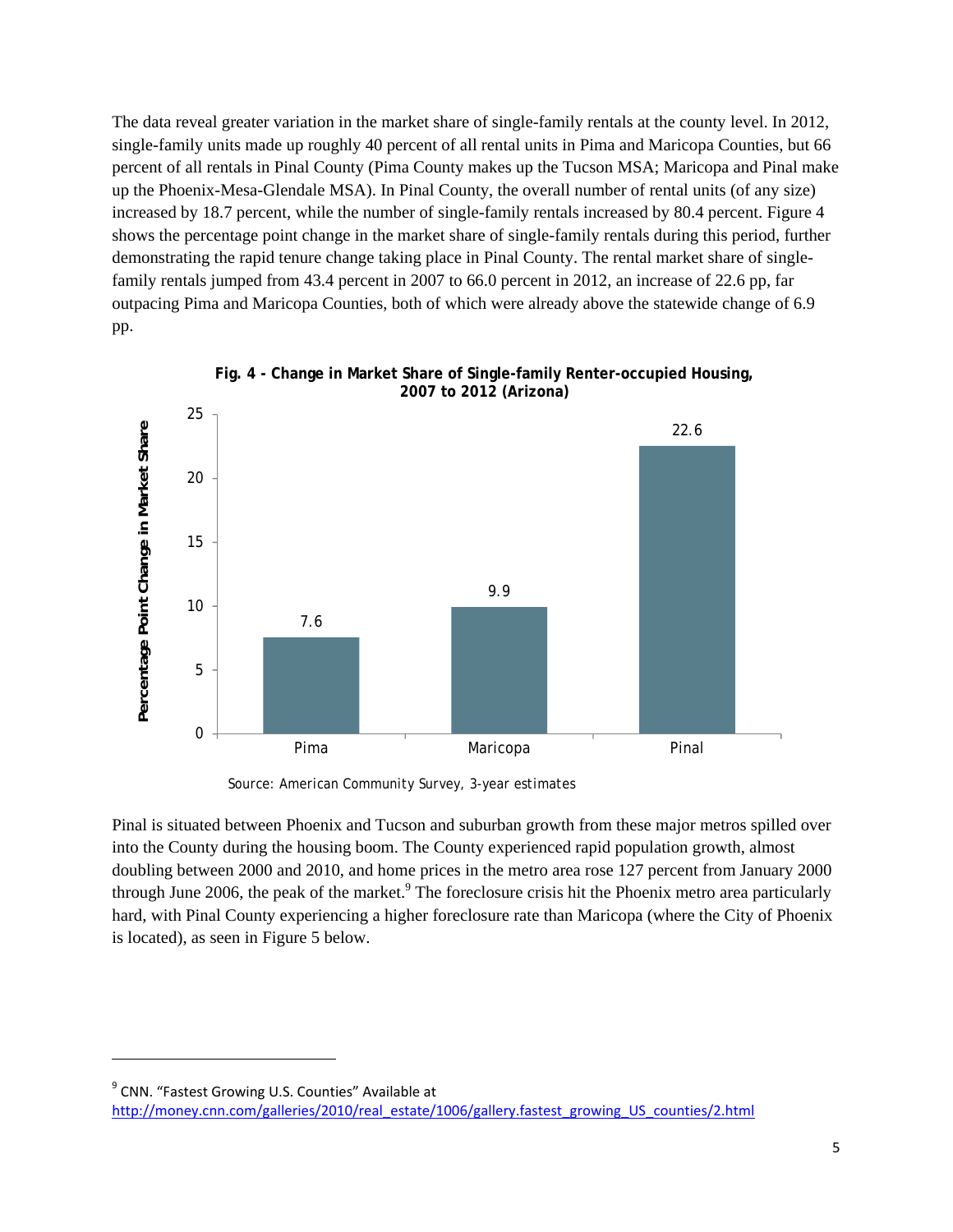The data reveal greater variation in the market share of single-family rentals at the county level. In 2012, single-family units made up roughly 40 percent of all rental units in Pima and Maricopa Counties, but 66 percent of all rentals in Pinal County (Pima County makes up the Tucson MSA; Maricopa and Pinal make up the Phoenix-Mesa-Glendale MSA). In Pinal County, the overall number of rental units (of any size) increased by 18.7 percent, while the number of single-family rentals increased by 80.4 percent. Figure 4 shows the percentage point change in the market share of single-family rentals during this period, further demonstrating the rapid tenure change taking place in Pinal County. The rental market share of single-family rentals jumped from 43.4 percent in 2007 to 66.0 percent in 2012, an increase of 22.6 pp, far outpacing Pima and Maricopa Counties, both of which were already above the statewide change of 6.9 pp.

**Fig. 4 - Change in Market Share of Single-family Renter-occupied Housing, 2007 to 2012 (Arizona)**

| County | Percentage Point Change in Market Share |
|---|---|
| Pima | 7.6 |
| Maricopa | 9.9 |
| Pinal | 22.6 |

Source: American Community Survey, 3-year estimates

Pinal is situated between Phoenix and Tucson and suburban growth from these major metros spilled over into the County during the housing boom. The County experienced rapid population growth, almost doubling between 2000 and 2010, and home prices in the metro area rose 127 percent from January 2000 through June 2006, the peak of the market.[9] The foreclosure crisis hit the Phoenix metro area particularly hard, with Pinal County experiencing a higher foreclosure rate than Maricopa (where the City of Phoenix is located), as seen in Figure 5 below.

---

[9] CNN. "Fastest Growing U.S. Counties" Available at http://money.cnn.com/galleries/2010/real_estate/1006/gallery.fastest_growing_US_counties/2.html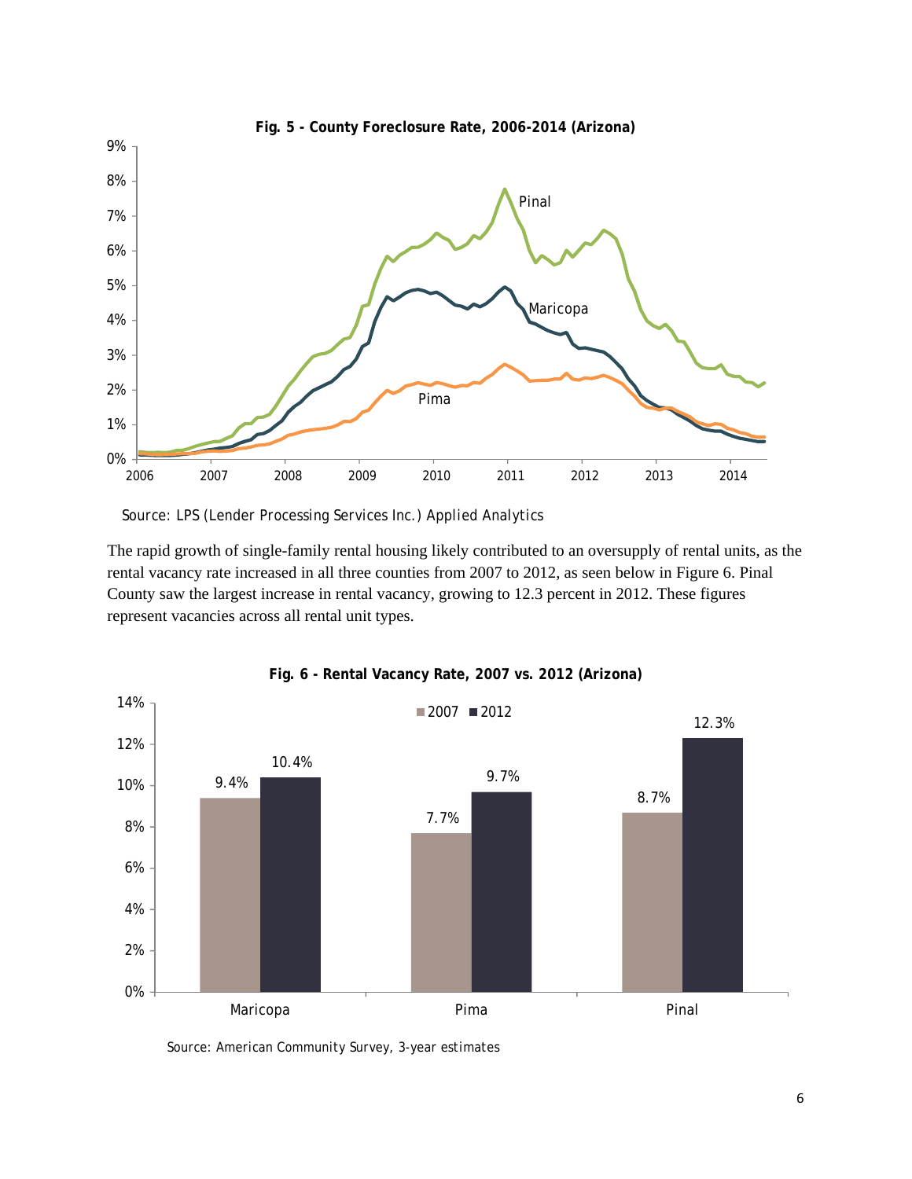**Fig. 5 - County Foreclosure Rate, 2006-2014 (Arizona)**

Source: LPS (Lender Processing Services Inc.) Applied Analytics

The rapid growth of single-family rental housing likely contributed to an oversupply of rental units, as the rental vacancy rate increased in all three counties from 2007 to 2012, as seen below in Figure 6. Pinal County saw the largest increase in rental vacancy, growing to 12.3 percent in 2012. These figures represent vacancies across all rental unit types.

**Fig. 6 - Rental Vacancy Rate, 2007 vs. 2012 (Arizona)**

| County | 2007 | 2012 |
|---|---|---|
| Maricopa | 9.4% | 10.4% |
| Pima | 7.7% | 9.7% |
| Pinal | 8.7% | 12.3% |

Source: American Community Survey, 3-year estimates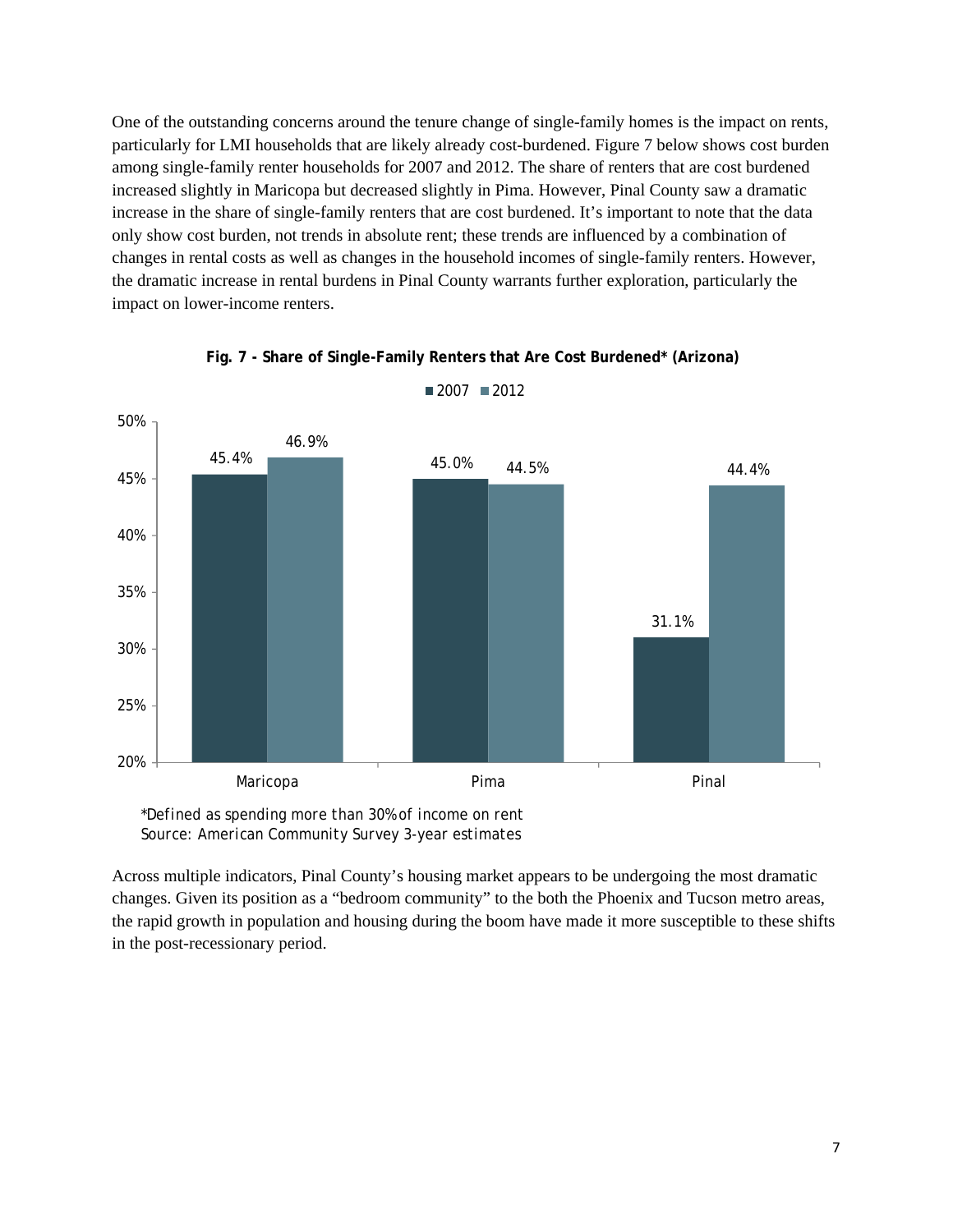One of the outstanding concerns around the tenure change of single-family homes is the impact on rents, particularly for LMI households that are likely already cost-burdened. Figure 7 below shows cost burden among single-family renter households for 2007 and 2012. The share of renters that are cost burdened increased slightly in Maricopa but decreased slightly in Pima. However, Pinal County saw a dramatic increase in the share of single-family renters that are cost burdened. It's important to note that the data only show cost burden, not trends in absolute rent; these trends are influenced by a combination of changes in rental costs as well as changes in the household incomes of single-family renters. However, the dramatic increase in rental burdens in Pinal County warrants further exploration, particularly the impact on lower-income renters.

**Fig. 7 - Share of Single-Family Renters that Are Cost Burdened* (Arizona)**

| County | 2007 | 2012 |
|---|---|---|
| Maricopa | 45.4% | 46.9% |
| Pima | 45.0% | 44.5% |
| Pinal | 31.1% | 44.4% |

*Defined as spending more than 30% of income on rent
Source: American Community Survey 3-year estimates

Across multiple indicators, Pinal County's housing market appears to be undergoing the most dramatic changes. Given its position as a "bedroom community" to the both the Phoenix and Tucson metro areas, the rapid growth in population and housing during the boom have made it more susceptible to these shifts in the post-recessionary period.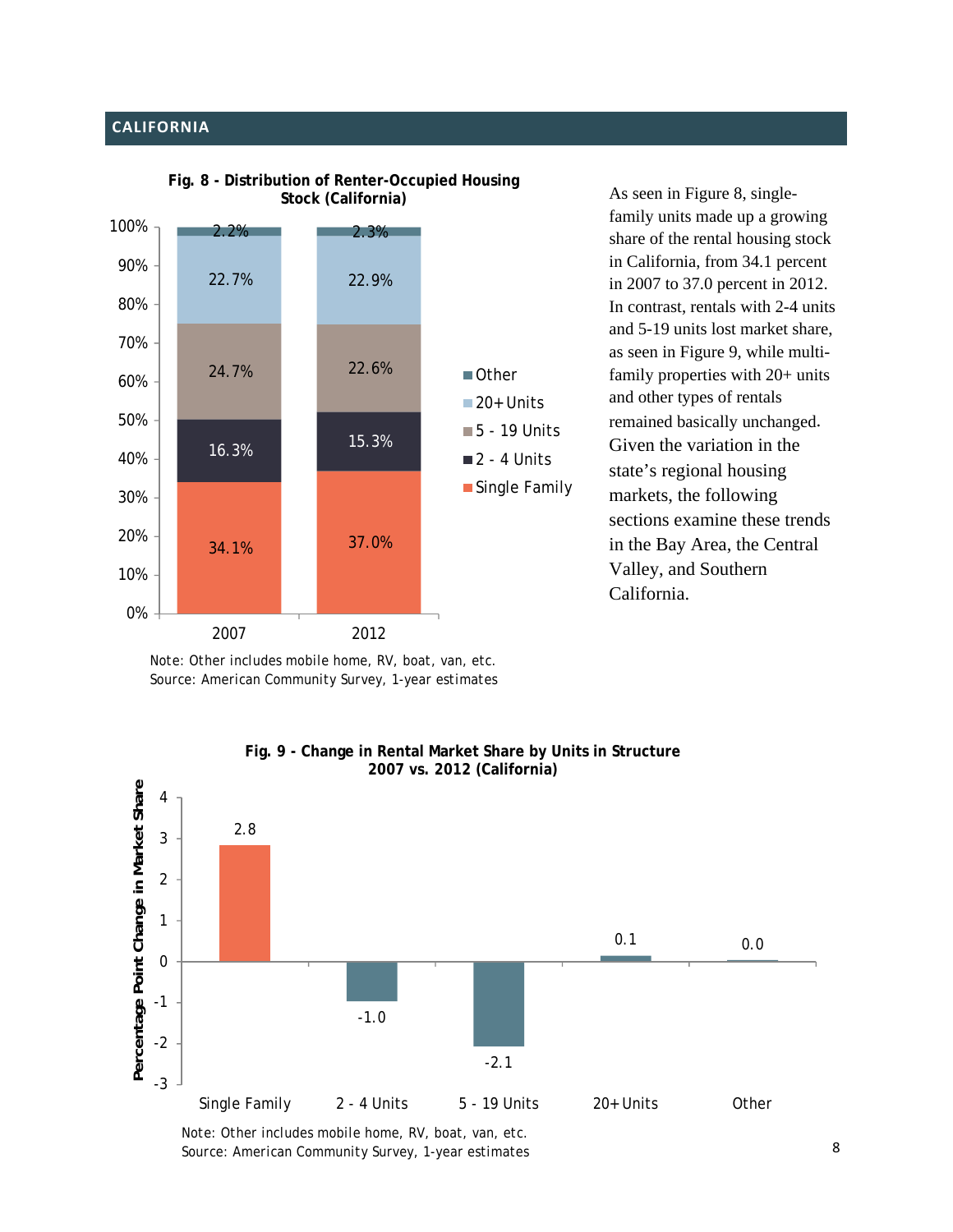## CALIFORNIA

**Fig. 8 - Distribution of Renter-Occupied Housing Stock (California)**

| | 2007 | 2012 |
|---|---|---|
| Other | 2.2% | 2.3% |
| 20+ Units | 22.7% | 22.9% |
| 5 - 19 Units | 24.7% | 22.6% |
| 2 - 4 Units | 16.3% | 15.3% |
| Single Family | 34.1% | 37.0% |

Note: Other includes mobile home, RV, boat, van, etc.
Source: American Community Survey, 1-year estimates

As seen in Figure 8, single-family units made up a growing share of the rental housing stock in California, from 34.1 percent in 2007 to 37.0 percent in 2012. In contrast, rentals with 2-4 units and 5-19 units lost market share, as seen in Figure 9, while multi-family properties with 20+ units and other types of rentals remained basically unchanged. Given the variation in the state's regional housing markets, the following sections examine these trends in the Bay Area, the Central Valley, and Southern California.

**Fig. 9 - Change in Rental Market Share by Units in Structure 2007 vs. 2012 (California)**

| | Percentage Point Change in Market Share |
|---|---|
| Single Family | 2.8 |
| 2 - 4 Units | -1.0 |
| 5 - 19 Units | -2.1 |
| 20+ Units | 0.1 |
| Other | 0.0 |

Note: Other includes mobile home, RV, boat, van, etc.
Source: American Community Survey, 1-year estimates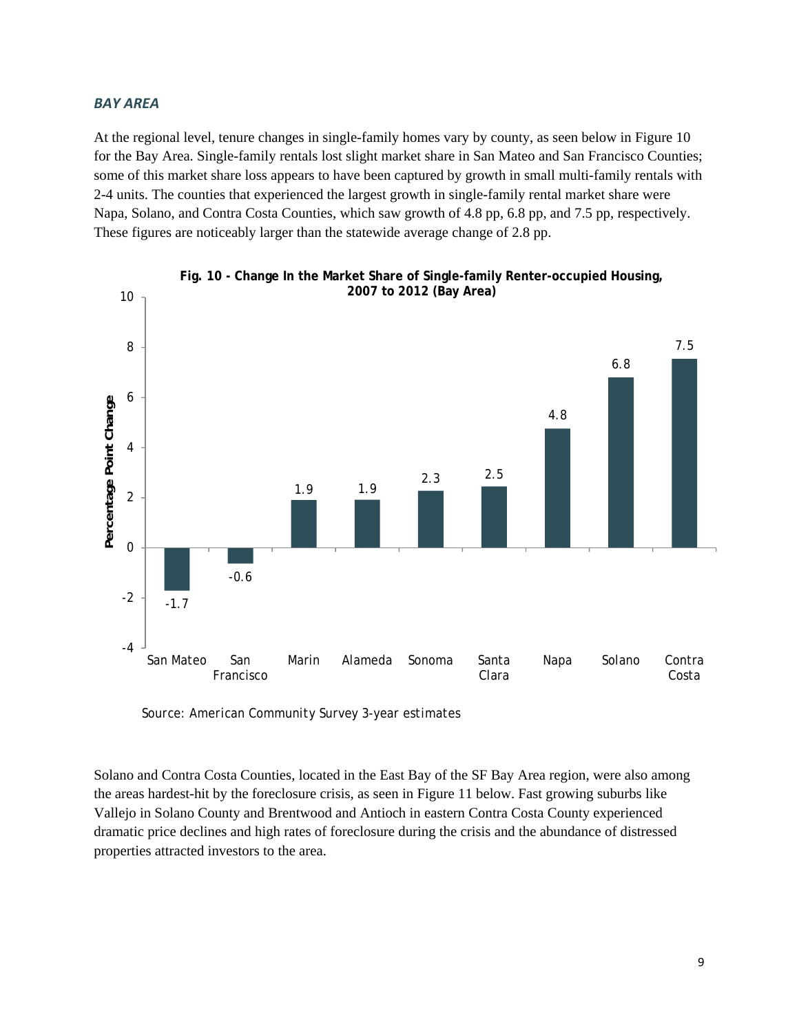### *BAY AREA*

At the regional level, tenure changes in single-family homes vary by county, as seen below in Figure 10 for the Bay Area. Single-family rentals lost slight market share in San Mateo and San Francisco Counties; some of this market share loss appears to have been captured by growth in small multi-family rentals with 2-4 units. The counties that experienced the largest growth in single-family rental market share were Napa, Solano, and Contra Costa Counties, which saw growth of 4.8 pp, 6.8 pp, and 7.5 pp, respectively. These figures are noticeably larger than the statewide average change of 2.8 pp.

**Fig. 10 - Change In the Market Share of Single-family Renter-occupied Housing, 2007 to 2012 (Bay Area)**

| County | Percentage Point Change |
| --- | --- |
| San Mateo | -1.7 |
| San Francisco | -0.6 |
| Marin | 1.9 |
| Alameda | 1.9 |
| Sonoma | 2.3 |
| Santa Clara | 2.5 |
| Napa | 4.8 |
| Solano | 6.8 |
| Contra Costa | 7.5 |

Source: American Community Survey 3-year estimates

Solano and Contra Costa Counties, located in the East Bay of the SF Bay Area region, were also among the areas hardest-hit by the foreclosure crisis, as seen in Figure 11 below. Fast growing suburbs like Vallejo in Solano County and Brentwood and Antioch in eastern Contra Costa County experienced dramatic price declines and high rates of foreclosure during the crisis and the abundance of distressed properties attracted investors to the area.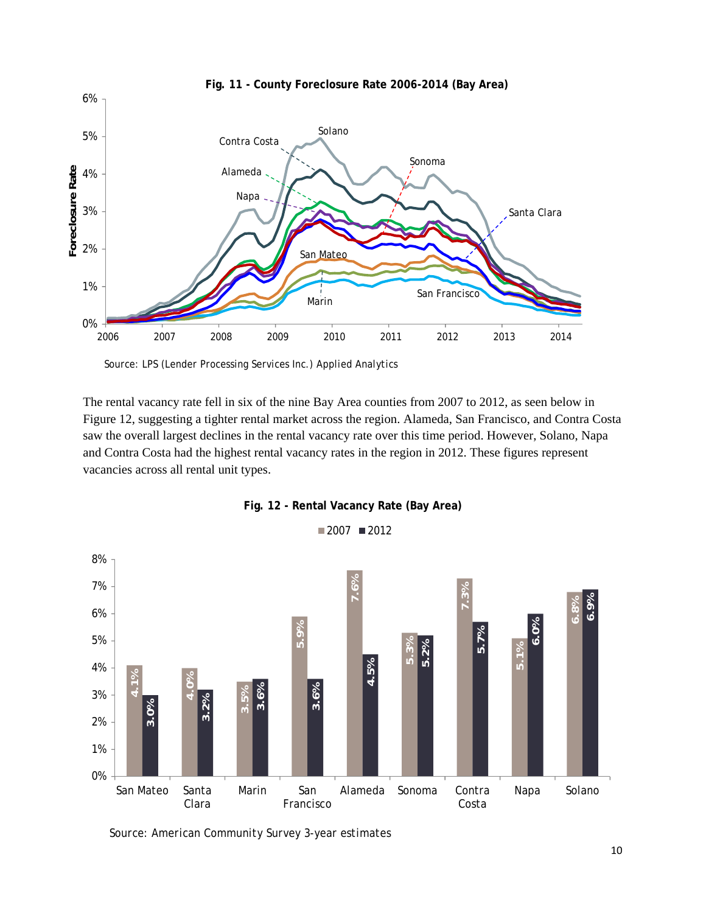**Fig. 11 - County Foreclosure Rate 2006-2014 (Bay Area)**

Source: LPS (Lender Processing Services Inc.) Applied Analytics

The rental vacancy rate fell in six of the nine Bay Area counties from 2007 to 2012, as seen below in Figure 12, suggesting a tighter rental market across the region. Alameda, San Francisco, and Contra Costa saw the overall largest declines in the rental vacancy rate over this time period. However, Solano, Napa and Contra Costa had the highest rental vacancy rates in the region in 2012. These figures represent vacancies across all rental unit types.

**Fig. 12 - Rental Vacancy Rate (Bay Area)**

| County | 2007 | 2012 |
|---|---|---|
| San Mateo | 4.1% | 3.0% |
| Santa Clara | 4.0% | 3.2% |
| Marin | 3.5% | 3.6% |
| San Francisco | 5.9% | 3.6% |
| Alameda | 7.6% | 4.5% |
| Sonoma | 5.3% | 5.2% |
| Contra Costa | 7.3% | 5.7% |
| Napa | 5.1% | 6.0% |
| Solano | 6.8% | 6.9% |

Source: American Community Survey 3-year estimates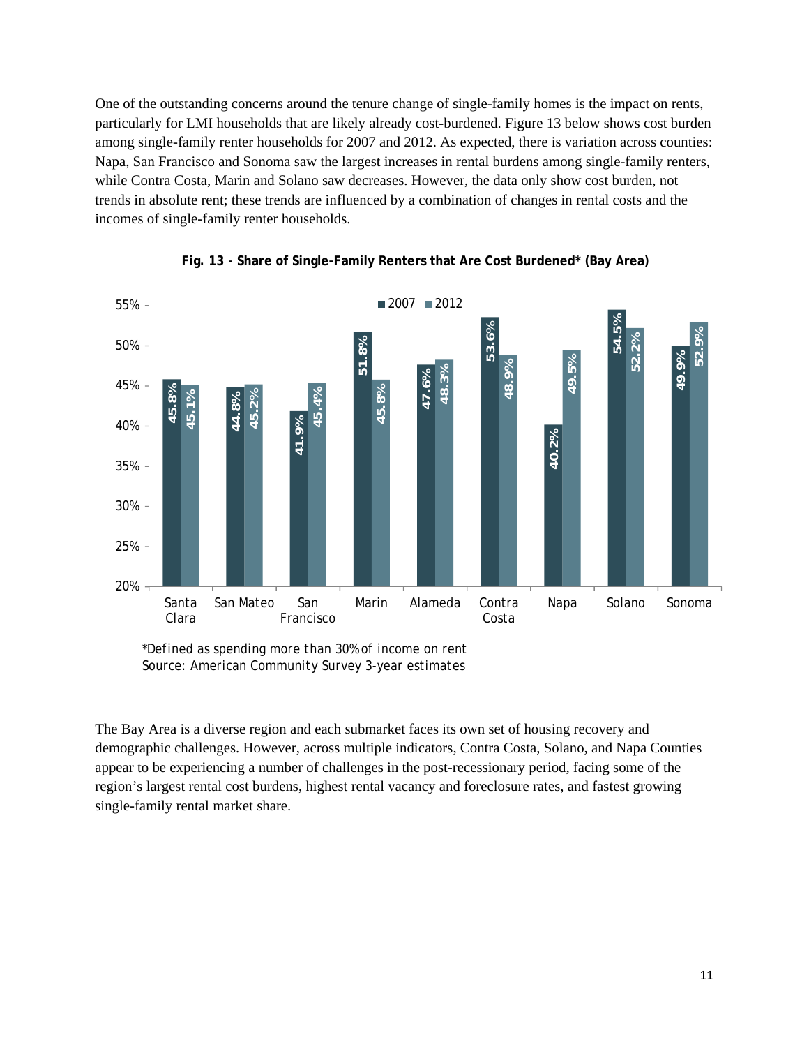One of the outstanding concerns around the tenure change of single-family homes is the impact on rents, particularly for LMI households that are likely already cost-burdened. Figure 13 below shows cost burden among single-family renter households for 2007 and 2012. As expected, there is variation across counties: Napa, San Francisco and Sonoma saw the largest increases in rental burdens among single-family renters, while Contra Costa, Marin and Solano saw decreases. However, the data only show cost burden, not trends in absolute rent; these trends are influenced by a combination of changes in rental costs and the incomes of single-family renter households.

**Fig. 13 - Share of Single-Family Renters that Are Cost Burdened* (Bay Area)**

| County | 2007 | 2012 |
| --- | --- | --- |
| Santa Clara | 45.8% | 45.1% |
| San Mateo | 44.8% | 45.2% |
| San Francisco | 41.9% | 45.4% |
| Marin | 51.8% | 45.8% |
| Alameda | 47.6% | 48.3% |
| Contra Costa | 53.6% | 48.9% |
| Napa | 40.2% | 49.5% |
| Solano | 54.5% | 52.2% |
| Sonoma | 49.9% | 52.9% |

*Defined as spending more than 30% of income on rent
Source: American Community Survey 3-year estimates

The Bay Area is a diverse region and each submarket faces its own set of housing recovery and demographic challenges. However, across multiple indicators, Contra Costa, Solano, and Napa Counties appear to be experiencing a number of challenges in the post-recessionary period, facing some of the region's largest rental cost burdens, highest rental vacancy and foreclosure rates, and fastest growing single-family rental market share.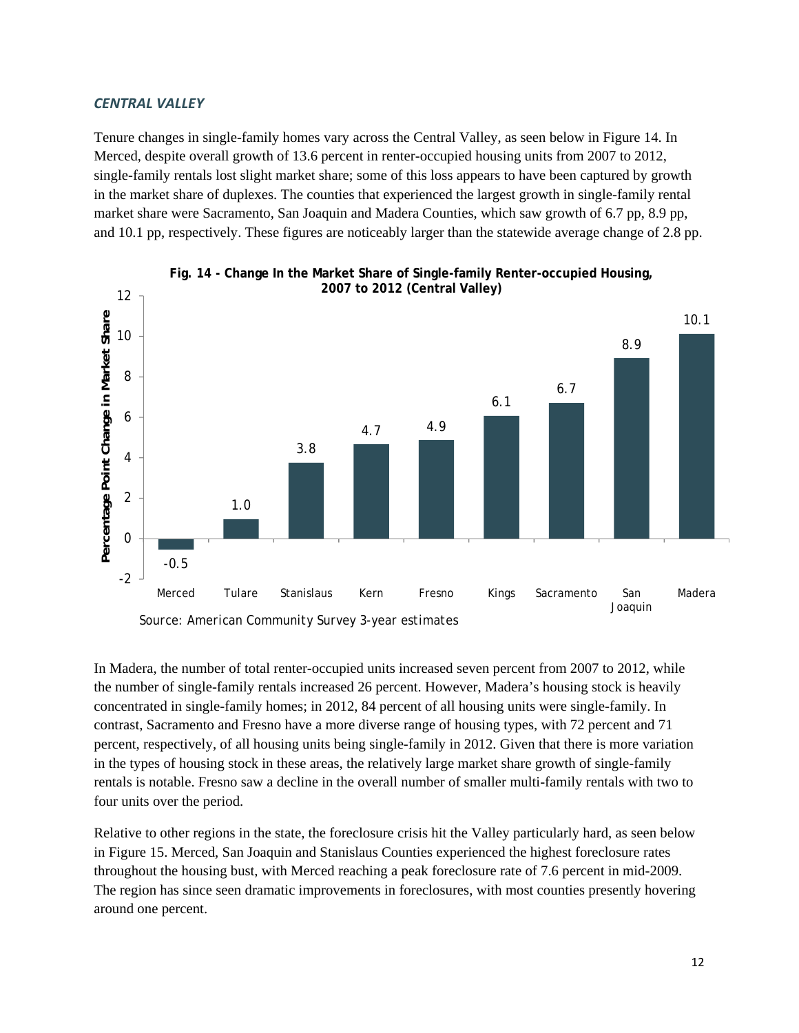### *CENTRAL VALLEY*

Tenure changes in single-family homes vary across the Central Valley, as seen below in Figure 14. In Merced, despite overall growth of 13.6 percent in renter-occupied housing units from 2007 to 2012, single-family rentals lost slight market share; some of this loss appears to have been captured by growth in the market share of duplexes. The counties that experienced the largest growth in single-family rental market share were Sacramento, San Joaquin and Madera Counties, which saw growth of 6.7 pp, 8.9 pp, and 10.1 pp, respectively. These figures are noticeably larger than the statewide average change of 2.8 pp.

**Fig. 14 - Change In the Market Share of Single-family Renter-occupied Housing, 2007 to 2012 (Central Valley)**

| County | Percentage Point Change in Market Share |
|---|---|
| Merced | -0.5 |
| Tulare | 1.0 |
| Stanislaus | 3.8 |
| Kern | 4.7 |
| Fresno | 4.9 |
| Kings | 6.1 |
| Sacramento | 6.7 |
| San Joaquin | 8.9 |
| Madera | 10.1 |

Source: American Community Survey 3-year estimates

In Madera, the number of total renter-occupied units increased seven percent from 2007 to 2012, while the number of single-family rentals increased 26 percent. However, Madera's housing stock is heavily concentrated in single-family homes; in 2012, 84 percent of all housing units were single-family. In contrast, Sacramento and Fresno have a more diverse range of housing types, with 72 percent and 71 percent, respectively, of all housing units being single-family in 2012. Given that there is more variation in the types of housing stock in these areas, the relatively large market share growth of single-family rentals is notable. Fresno saw a decline in the overall number of smaller multi-family rentals with two to four units over the period.

Relative to other regions in the state, the foreclosure crisis hit the Valley particularly hard, as seen below in Figure 15. Merced, San Joaquin and Stanislaus Counties experienced the highest foreclosure rates throughout the housing bust, with Merced reaching a peak foreclosure rate of 7.6 percent in mid-2009. The region has since seen dramatic improvements in foreclosures, with most counties presently hovering around one percent.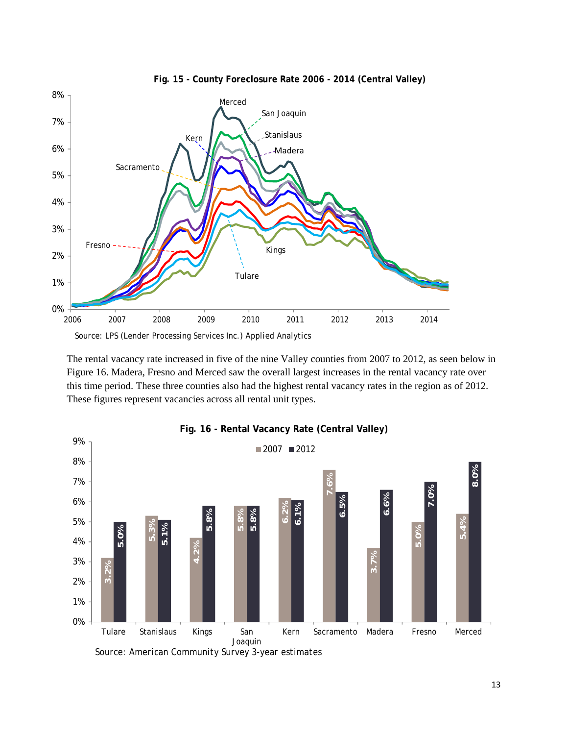**Fig. 15 - County Foreclosure Rate 2006 - 2014 (Central Valley)**

Source: LPS (Lender Processing Services Inc.) Applied Analytics

The rental vacancy rate increased in five of the nine Valley counties from 2007 to 2012, as seen below in Figure 16. Madera, Fresno and Merced saw the overall largest increases in the rental vacancy rate over this time period. These three counties also had the highest rental vacancy rates in the region as of 2012. These figures represent vacancies across all rental unit types.

**Fig. 16 - Rental Vacancy Rate (Central Valley)**

| County | 2007 | 2012 |
|---|---|---|
| Tulare | 3.2% | 5.0% |
| Stanislaus | 5.3% | 5.1% |
| Kings | 4.2% | 5.8% |
| San Joaquin | 5.8% | 5.8% |
| Kern | 6.2% | 6.1% |
| Sacramento | 7.6% | 6.5% |
| Madera | 3.7% | 6.6% |
| Fresno | 5.0% | 7.0% |
| Merced | 5.4% | 8.0% |

Source: American Community Survey 3-year estimates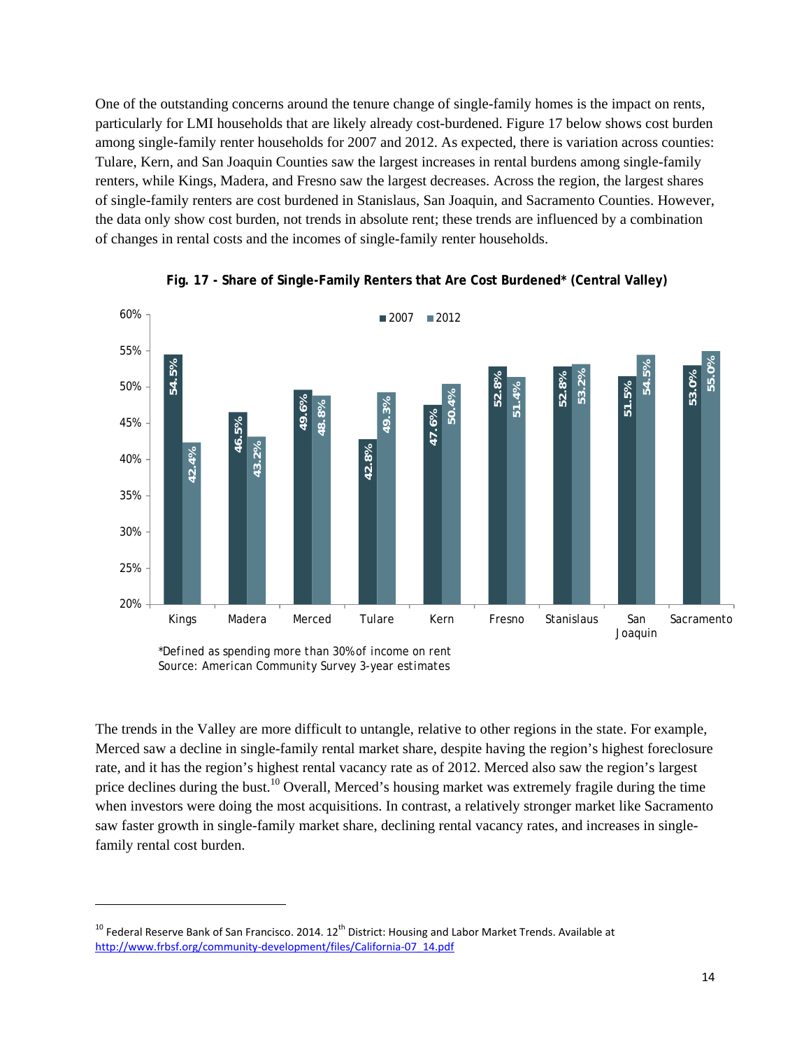One of the outstanding concerns around the tenure change of single-family homes is the impact on rents, particularly for LMI households that are likely already cost-burdened. Figure 17 below shows cost burden among single-family renter households for 2007 and 2012. As expected, there is variation across counties: Tulare, Kern, and San Joaquin Counties saw the largest increases in rental burdens among single-family renters, while Kings, Madera, and Fresno saw the largest decreases. Across the region, the largest shares of single-family renters are cost burdened in Stanislaus, San Joaquin, and Sacramento Counties. However, the data only show cost burden, not trends in absolute rent; these trends are influenced by a combination of changes in rental costs and the incomes of single-family renter households.

**Fig. 17 - Share of Single-Family Renters that Are Cost Burdened* (Central Valley)**

| County | 2007 | 2012 |
|---|---|---|
| Kings | 54.5% | 42.4% |
| Madera | 46.5% | 43.2% |
| Merced | 49.6% | 48.8% |
| Tulare | 42.8% | 49.3% |
| Kern | 47.6% | 50.4% |
| Fresno | 52.8% | 51.4% |
| Stanislaus | 52.8% | 53.2% |
| San Joaquin | 51.5% | 54.5% |
| Sacramento | 53.0% | 55.0% |

*Defined as spending more than 30% of income on rent
Source: American Community Survey 3-year estimates

The trends in the Valley are more difficult to untangle, relative to other regions in the state. For example, Merced saw a decline in single-family rental market share, despite having the region's highest foreclosure rate, and it has the region's highest rental vacancy rate as of 2012. Merced also saw the region's largest price declines during the bust.[10] Overall, Merced's housing market was extremely fragile during the time when investors were doing the most acquisitions. In contrast, a relatively stronger market like Sacramento saw faster growth in single-family market share, declining rental vacancy rates, and increases in single-family rental cost burden.

---

[10] Federal Reserve Bank of San Francisco. 2014. 12th District: Housing and Labor Market Trends. Available at http://www.frbsf.org/community-development/files/California-07_14.pdf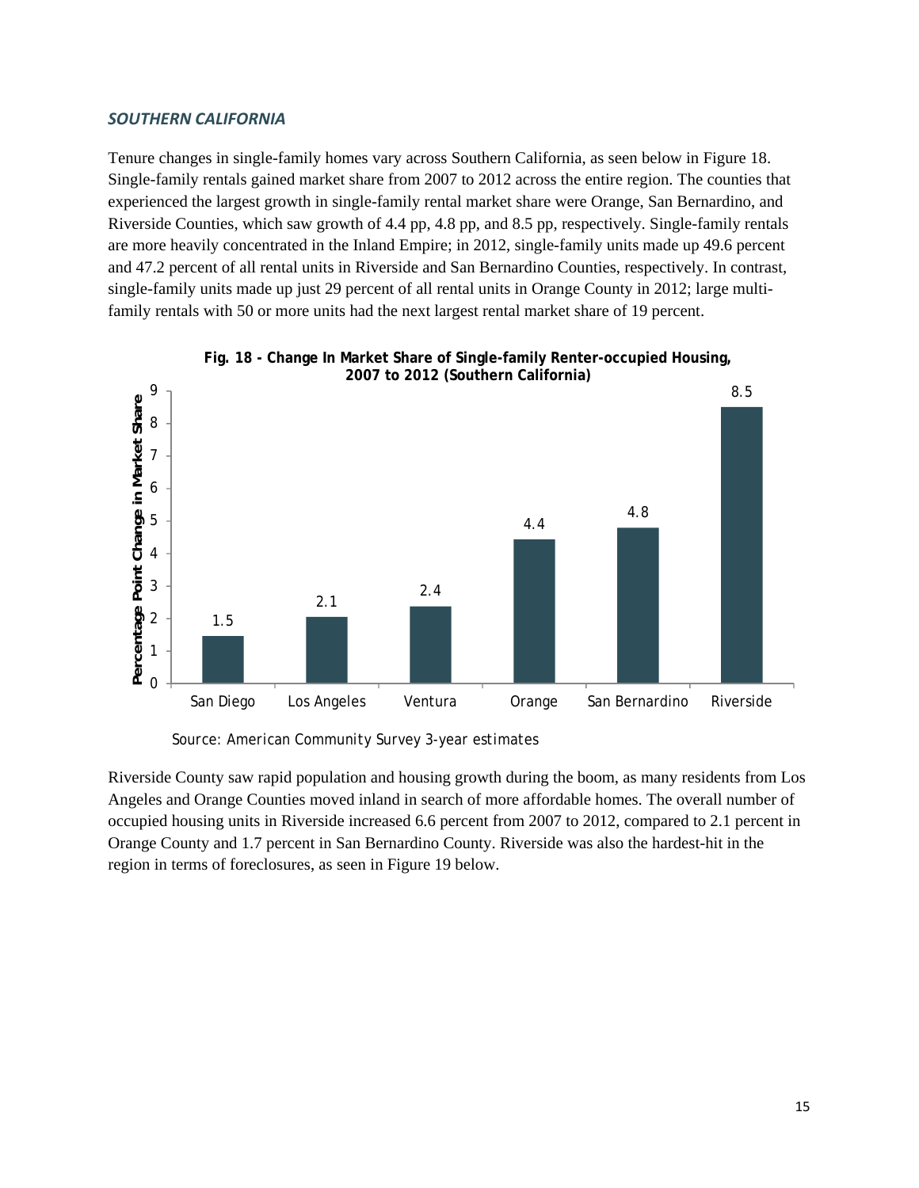### *SOUTHERN CALIFORNIA*

Tenure changes in single-family homes vary across Southern California, as seen below in Figure 18. Single-family rentals gained market share from 2007 to 2012 across the entire region. The counties that experienced the largest growth in single-family rental market share were Orange, San Bernardino, and Riverside Counties, which saw growth of 4.4 pp, 4.8 pp, and 8.5 pp, respectively. Single-family rentals are more heavily concentrated in the Inland Empire; in 2012, single-family units made up 49.6 percent and 47.2 percent of all rental units in Riverside and San Bernardino Counties, respectively. In contrast, single-family units made up just 29 percent of all rental units in Orange County in 2012; large multi-family rentals with 50 or more units had the next largest rental market share of 19 percent.

**Fig. 18 - Change In Market Share of Single-family Renter-occupied Housing, 2007 to 2012 (Southern California)**

| County | Percentage Point Change in Market Share |
| --- | --- |
| San Diego | 1.5 |
| Los Angeles | 2.1 |
| Ventura | 2.4 |
| Orange | 4.4 |
| San Bernardino | 4.8 |
| Riverside | 8.5 |

Source: American Community Survey 3-year estimates

Riverside County saw rapid population and housing growth during the boom, as many residents from Los Angeles and Orange Counties moved inland in search of more affordable homes. The overall number of occupied housing units in Riverside increased 6.6 percent from 2007 to 2012, compared to 2.1 percent in Orange County and 1.7 percent in San Bernardino County. Riverside was also the hardest-hit in the region in terms of foreclosures, as seen in Figure 19 below.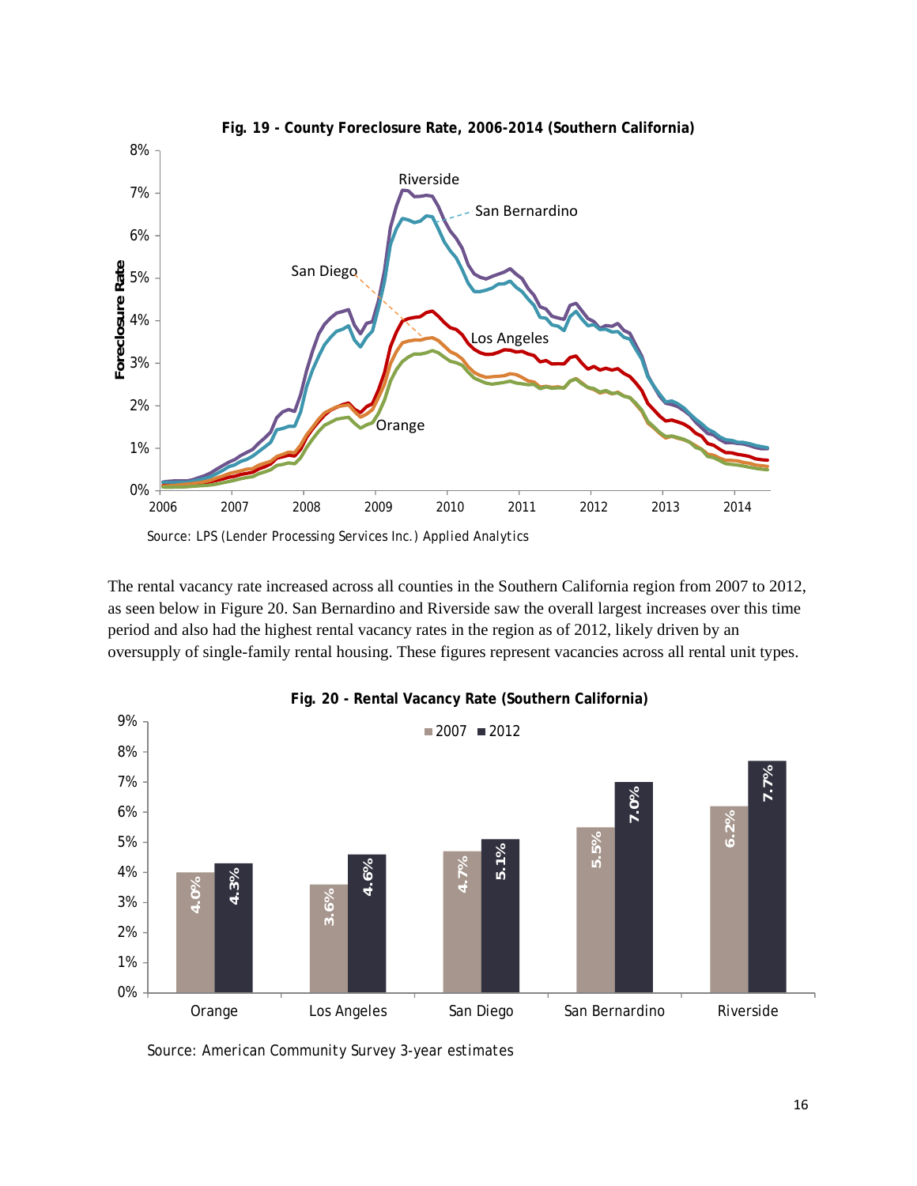**Fig. 19 - County Foreclosure Rate, 2006-2014 (Southern California)**

Source: LPS (Lender Processing Services Inc.) Applied Analytics

The rental vacancy rate increased across all counties in the Southern California region from 2007 to 2012, as seen below in Figure 20. San Bernardino and Riverside saw the overall largest increases over this time period and also had the highest rental vacancy rates in the region as of 2012, likely driven by an oversupply of single-family rental housing. These figures represent vacancies across all rental unit types.

**Fig. 20 - Rental Vacancy Rate (Southern California)**

| County | 2007 | 2012 |
|---|---|---|
| Orange | 4.0% | 4.3% |
| Los Angeles | 3.6% | 4.6% |
| San Diego | 4.7% | 5.1% |
| San Bernardino | 5.5% | 7.0% |
| Riverside | 6.2% | 7.7% |

Source: American Community Survey 3-year estimates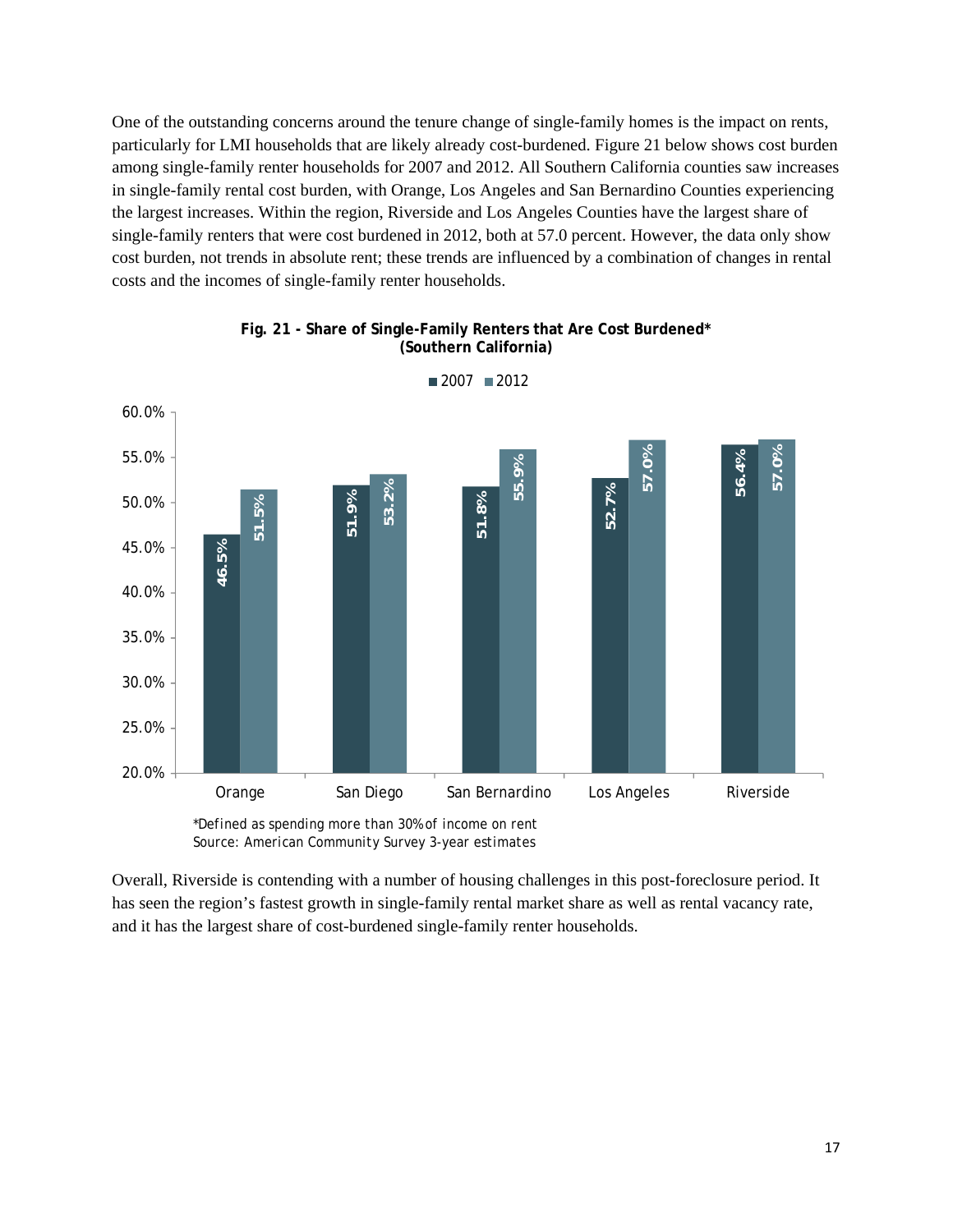One of the outstanding concerns around the tenure change of single-family homes is the impact on rents, particularly for LMI households that are likely already cost-burdened. Figure 21 below shows cost burden among single-family renter households for 2007 and 2012. All Southern California counties saw increases in single-family rental cost burden, with Orange, Los Angeles and San Bernardino Counties experiencing the largest increases. Within the region, Riverside and Los Angeles Counties have the largest share of single-family renters that were cost burdened in 2012, both at 57.0 percent. However, the data only show cost burden, not trends in absolute rent; these trends are influenced by a combination of changes in rental costs and the incomes of single-family renter households.

**Fig. 21 - Share of Single-Family Renters that Are Cost Burdened* (Southern California)**

| County | 2007 | 2012 |
| --- | --- | --- |
| Orange | 46.5% | 51.5% |
| San Diego | 51.9% | 53.2% |
| San Bernardino | 51.8% | 55.9% |
| Los Angeles | 52.7% | 57.0% |
| Riverside | 56.4% | 57.0% |

*Defined as spending more than 30% of income on rent
Source: American Community Survey 3-year estimates

Overall, Riverside is contending with a number of housing challenges in this post-foreclosure period. It has seen the region's fastest growth in single-family rental market share as well as rental vacancy rate, and it has the largest share of cost-burdened single-family renter households.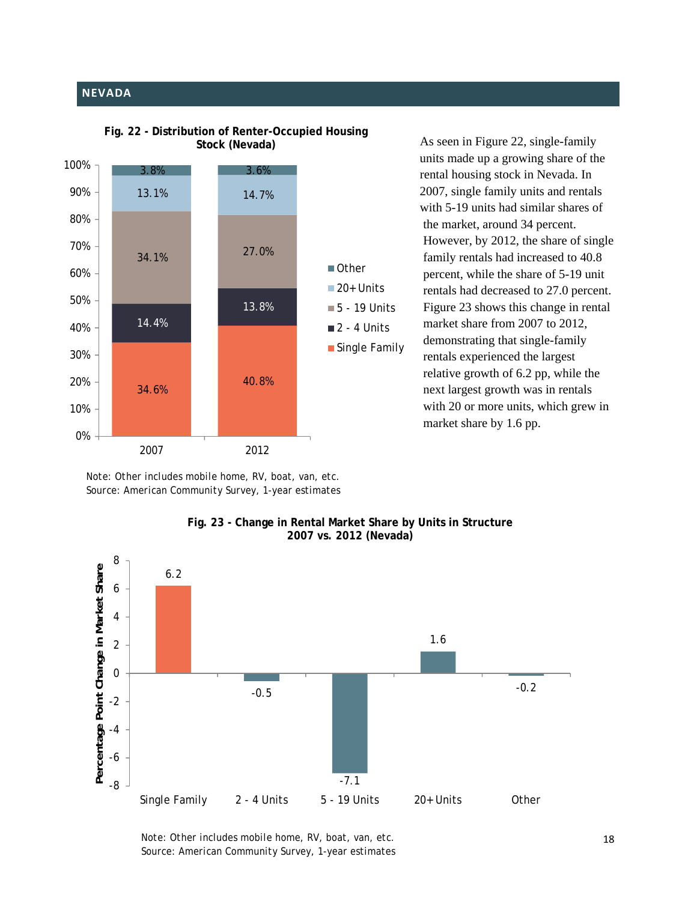## NEVADA

**Fig. 22 - Distribution of Renter-Occupied Housing Stock (Nevada)**

| | 2007 | 2012 |
|---|---|---|
| Other | 3.8% | 3.6% |
| 20+ Units | 13.1% | 14.7% |
| 5 - 19 Units | 34.1% | 27.0% |
| 2 - 4 Units | 14.4% | 13.8% |
| Single Family | 34.6% | 40.8% |

Note: Other includes mobile home, RV, boat, van, etc.
Source: American Community Survey, 1-year estimates

As seen in Figure 22, single-family units made up a growing share of the rental housing stock in Nevada. In 2007, single family units and rentals with 5-19 units had similar shares of the market, around 34 percent. However, by 2012, the share of single family rentals had increased to 40.8 percent, while the share of 5-19 unit rentals had decreased to 27.0 percent. Figure 23 shows this change in rental market share from 2007 to 2012, demonstrating that single-family rentals experienced the largest relative growth of 6.2 pp, while the next largest growth was in rentals with 20 or more units, which grew in market share by 1.6 pp.

**Fig. 23 - Change in Rental Market Share by Units in Structure 2007 vs. 2012 (Nevada)**

| Units in Structure | Percentage Point Change in Market Share |
|---|---|
| Single Family | 6.2 |
| 2 - 4 Units | -0.5 |
| 5 - 19 Units | -7.1 |
| 20+ Units | 1.6 |
| Other | -0.2 |

Note: Other includes mobile home, RV, boat, van, etc.
Source: American Community Survey, 1-year estimates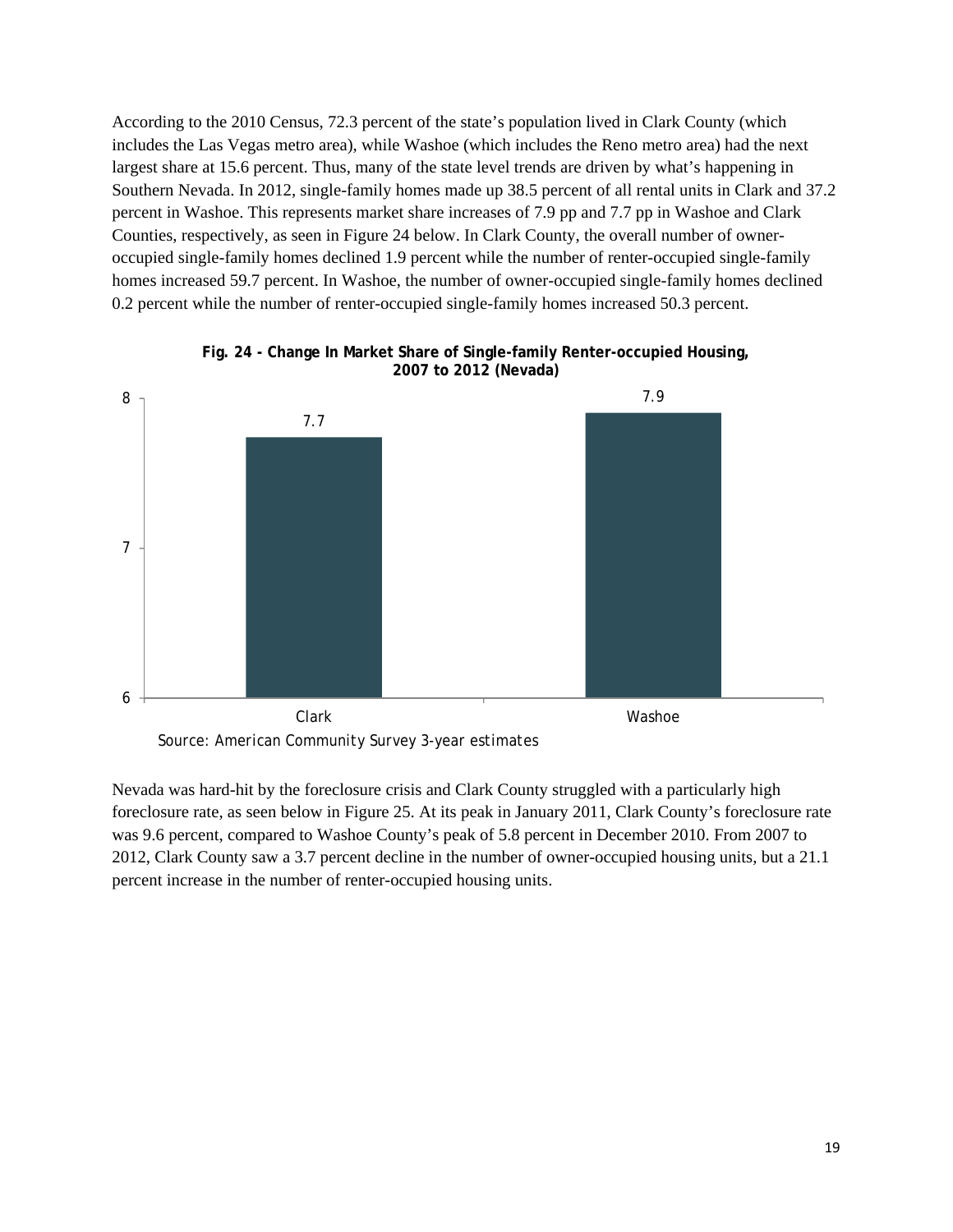According to the 2010 Census, 72.3 percent of the state's population lived in Clark County (which includes the Las Vegas metro area), while Washoe (which includes the Reno metro area) had the next largest share at 15.6 percent. Thus, many of the state level trends are driven by what's happening in Southern Nevada. In 2012, single-family homes made up 38.5 percent of all rental units in Clark and 37.2 percent in Washoe. This represents market share increases of 7.9 pp and 7.7 pp in Washoe and Clark Counties, respectively, as seen in Figure 24 below. In Clark County, the overall number of owner-occupied single-family homes declined 1.9 percent while the number of renter-occupied single-family homes increased 59.7 percent. In Washoe, the number of owner-occupied single-family homes declined 0.2 percent while the number of renter-occupied single-family homes increased 50.3 percent.

**Fig. 24 - Change In Market Share of Single-family Renter-occupied Housing, 2007 to 2012 (Nevada)**

| County | Change (pp) |
|---|---|
| Clark | 7.7 |
| Washoe | 7.9 |

Source: American Community Survey 3-year estimates

Nevada was hard-hit by the foreclosure crisis and Clark County struggled with a particularly high foreclosure rate, as seen below in Figure 25. At its peak in January 2011, Clark County's foreclosure rate was 9.6 percent, compared to Washoe County's peak of 5.8 percent in December 2010. From 2007 to 2012, Clark County saw a 3.7 percent decline in the number of owner-occupied housing units, but a 21.1 percent increase in the number of renter-occupied housing units.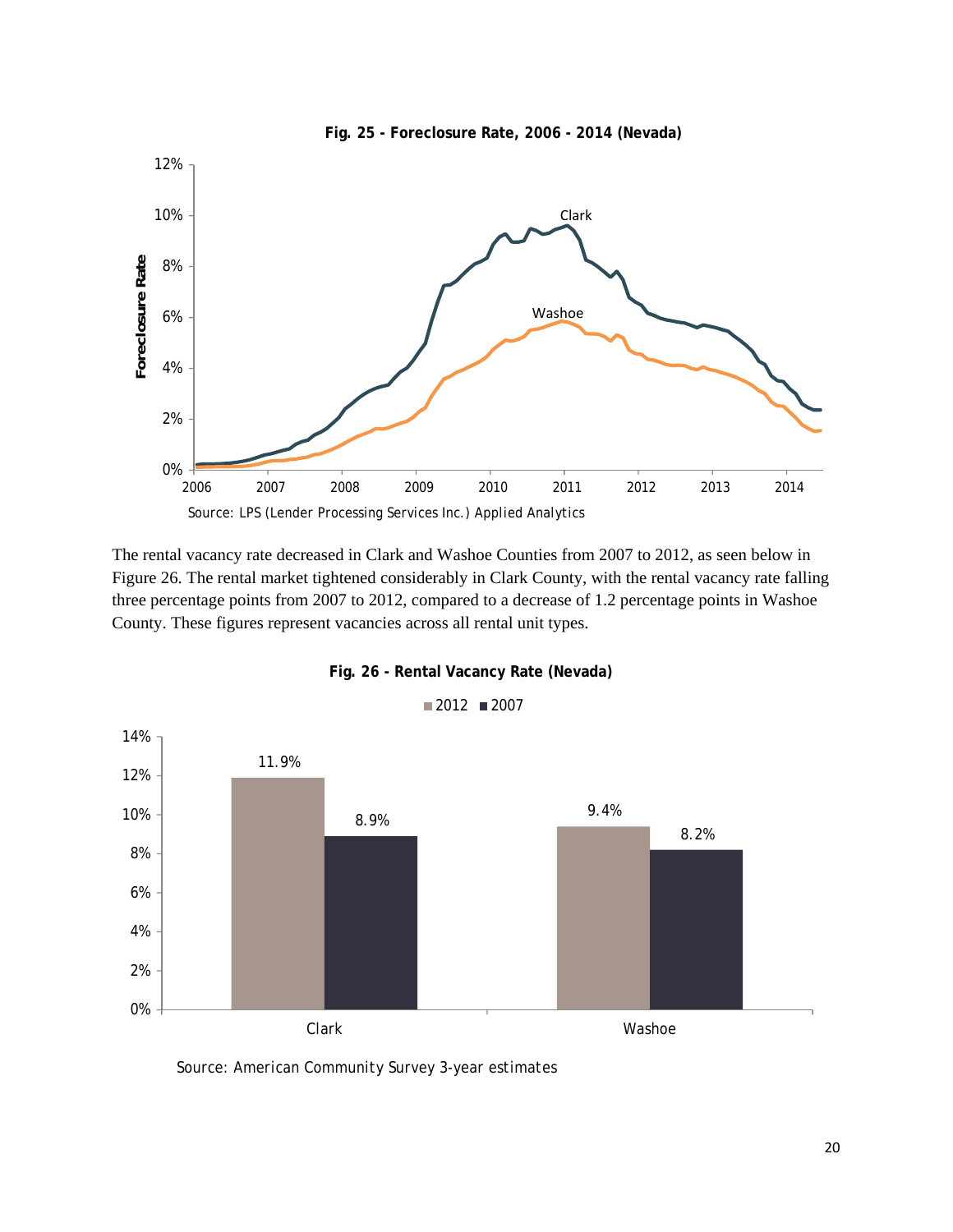**Fig. 25 - Foreclosure Rate, 2006 - 2014 (Nevada)**

Source: LPS (Lender Processing Services Inc.) Applied Analytics

The rental vacancy rate decreased in Clark and Washoe Counties from 2007 to 2012, as seen below in Figure 26. The rental market tightened considerably in Clark County, with the rental vacancy rate falling three percentage points from 2007 to 2012, compared to a decrease of 1.2 percentage points in Washoe County. These figures represent vacancies across all rental unit types.

**Fig. 26 - Rental Vacancy Rate (Nevada)**

| | 2012 | 2007 |
|---|---|---|
| Clark | 11.9% | 8.9% |
| Washoe | 9.4% | 8.2% |

Source: American Community Survey 3-year estimates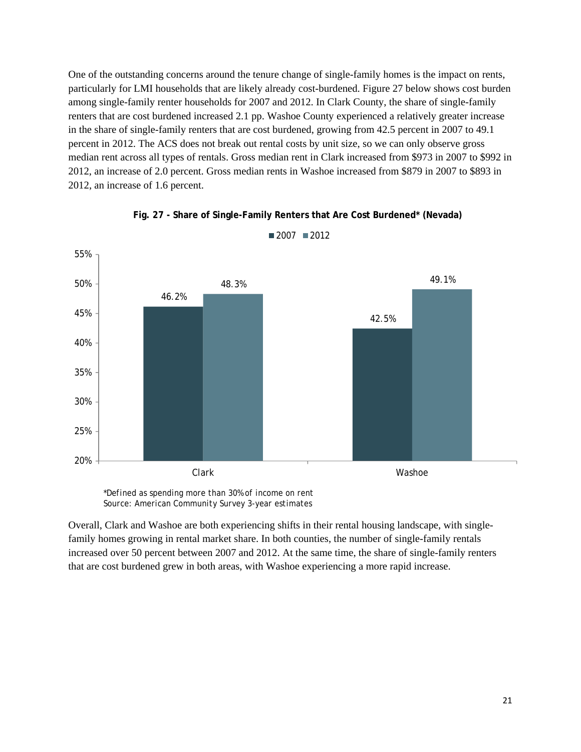One of the outstanding concerns around the tenure change of single-family homes is the impact on rents, particularly for LMI households that are likely already cost-burdened. Figure 27 below shows cost burden among single-family renter households for 2007 and 2012. In Clark County, the share of single-family renters that are cost burdened increased 2.1 pp. Washoe County experienced a relatively greater increase in the share of single-family renters that are cost burdened, growing from 42.5 percent in 2007 to 49.1 percent in 2012. The ACS does not break out rental costs by unit size, so we can only observe gross median rent across all types of rentals. Gross median rent in Clark increased from $973 in 2007 to $992 in 2012, an increase of 2.0 percent. Gross median rents in Washoe increased from $879 in 2007 to $893 in 2012, an increase of 1.6 percent.

**Fig. 27 - Share of Single-Family Renters that Are Cost Burdened* (Nevada)**

| | 2007 | 2012 |
|---|---|---|
| Clark | 46.2% | 48.3% |
| Washoe | 42.5% | 49.1% |

*Defined as spending more than 30% of income on rent
Source: American Community Survey 3-year estimates

Overall, Clark and Washoe are both experiencing shifts in their rental housing landscape, with single-family homes growing in rental market share. In both counties, the number of single-family rentals increased over 50 percent between 2007 and 2012. At the same time, the share of single-family renters that are cost burdened grew in both areas, with Washoe experiencing a more rapid increase.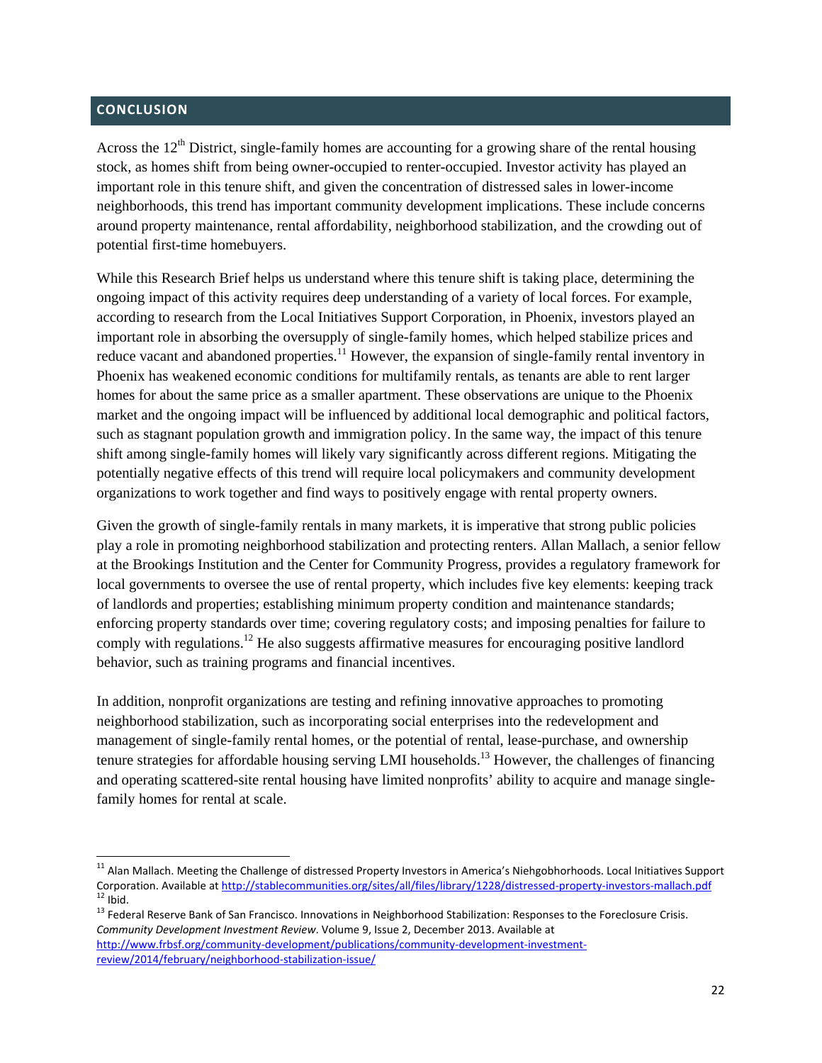## CONCLUSION

Across the 12th District, single-family homes are accounting for a growing share of the rental housing stock, as homes shift from being owner-occupied to renter-occupied. Investor activity has played an important role in this tenure shift, and given the concentration of distressed sales in lower-income neighborhoods, this trend has important community development implications. These include concerns around property maintenance, rental affordability, neighborhood stabilization, and the crowding out of potential first-time homebuyers.

While this Research Brief helps us understand where this tenure shift is taking place, determining the ongoing impact of this activity requires deep understanding of a variety of local forces. For example, according to research from the Local Initiatives Support Corporation, in Phoenix, investors played an important role in absorbing the oversupply of single-family homes, which helped stabilize prices and reduce vacant and abandoned properties.[11] However, the expansion of single-family rental inventory in Phoenix has weakened economic conditions for multifamily rentals, as tenants are able to rent larger homes for about the same price as a smaller apartment. These observations are unique to the Phoenix market and the ongoing impact will be influenced by additional local demographic and political factors, such as stagnant population growth and immigration policy. In the same way, the impact of this tenure shift among single-family homes will likely vary significantly across different regions. Mitigating the potentially negative effects of this trend will require local policymakers and community development organizations to work together and find ways to positively engage with rental property owners.

Given the growth of single-family rentals in many markets, it is imperative that strong public policies play a role in promoting neighborhood stabilization and protecting renters. Allan Mallach, a senior fellow at the Brookings Institution and the Center for Community Progress, provides a regulatory framework for local governments to oversee the use of rental property, which includes five key elements: keeping track of landlords and properties; establishing minimum property condition and maintenance standards; enforcing property standards over time; covering regulatory costs; and imposing penalties for failure to comply with regulations.[12] He also suggests affirmative measures for encouraging positive landlord behavior, such as training programs and financial incentives.

In addition, nonprofit organizations are testing and refining innovative approaches to promoting neighborhood stabilization, such as incorporating social enterprises into the redevelopment and management of single-family rental homes, or the potential of rental, lease-purchase, and ownership tenure strategies for affordable housing serving LMI households.[13] However, the challenges of financing and operating scattered-site rental housing have limited nonprofits' ability to acquire and manage single-family homes for rental at scale.

---

[11] Alan Mallach. Meeting the Challenge of distressed Property Investors in America's Niehgobhorhoods. Local Initiatives Support Corporation. Available at http://stablecommunities.org/sites/all/files/library/1228/distressed-property-investors-mallach.pdf

[12] Ibid.

[13] Federal Reserve Bank of San Francisco. Innovations in Neighborhood Stabilization: Responses to the Foreclosure Crisis. *Community Development Investment Review*. Volume 9, Issue 2, December 2013. Available at http://www.frbsf.org/community-development/publications/community-development-investment-review/2014/february/neighborhood-stabilization-issue/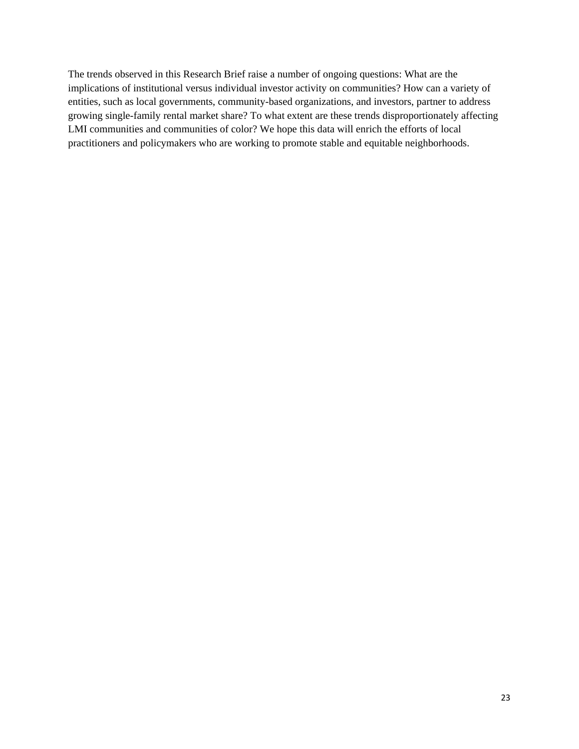The trends observed in this Research Brief raise a number of ongoing questions: What are the implications of institutional versus individual investor activity on communities? How can a variety of entities, such as local governments, community-based organizations, and investors, partner to address growing single-family rental market share? To what extent are these trends disproportionately affecting LMI communities and communities of color? We hope this data will enrich the efforts of local practitioners and policymakers who are working to promote stable and equitable neighborhoods.